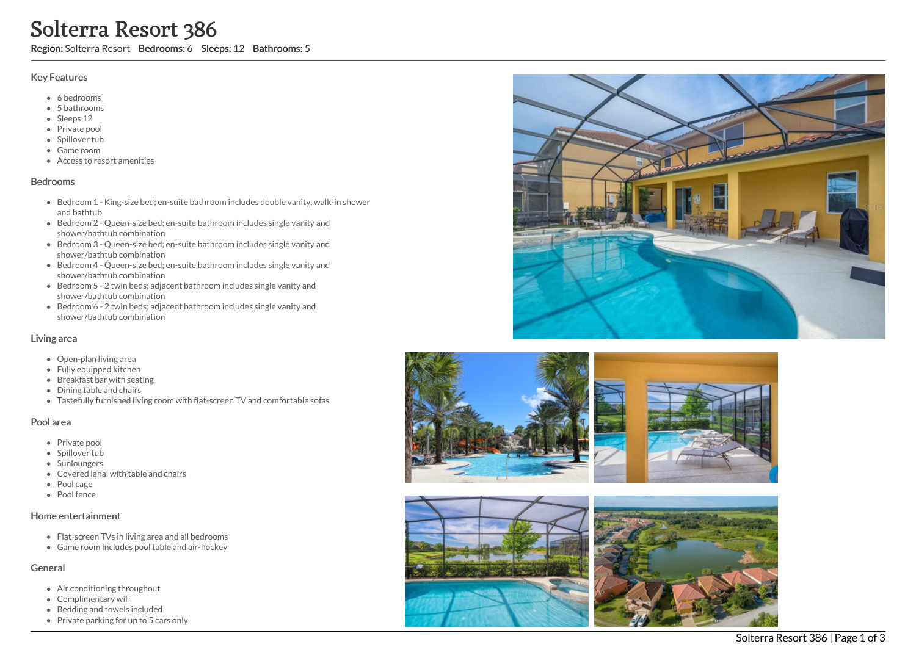# Solterra Resort 386

**Region:** Solterra Resort **Bedrooms:** 6 **Sleeps:** 12 **Bathrooms:** 5

## Key Features

- 6 bedrooms
- 5 bathrooms
- Sleeps 12
- Private pool
- Spillover tub
- Game room
- Access to resort amenities

## Bedrooms

- Bedroom 1 - King-size bed; en-suite bathroom includes double vanity, walk-in shower and bathtub
- Bedroom 2 - Queen-size bed; en-suite bathroom includes single vanity and shower/bathtub combination
- Bedroom 3 - Queen-size bed; en-suite bathroom includes single vanity and shower/bathtub combination
- Bedroom 4 - Queen-size bed; en-suite bathroom includes single vanity and shower/bathtub combination
- Bedroom 5 - 2 twin beds; adjacent bathroom includes single vanity and shower/bathtub combination
- Bedroom 6 - 2 twin beds; adjacent bathroom includes single vanity and shower/bathtub combination

## Living area

- Open-plan living area
- Fully equipped kitchen
- Breakfast bar with seating
- Dining table and chairs
- Tastefully furnished living room with flat-screen TV and comfortable sofas

## Pool area

- Private pool
- Spillover tub
- Sunloungers
- Covered lanai with table and chairs
- Pool cage
- Pool fence

## Home entertainment

- Flat-screen TVs in living area and all bedrooms
- Game room includes pool table and air-hockey

## General

- Air conditioning throughout
- Complimentary wifi
- Bedding and towels included
- Private parking for up to 5 cars only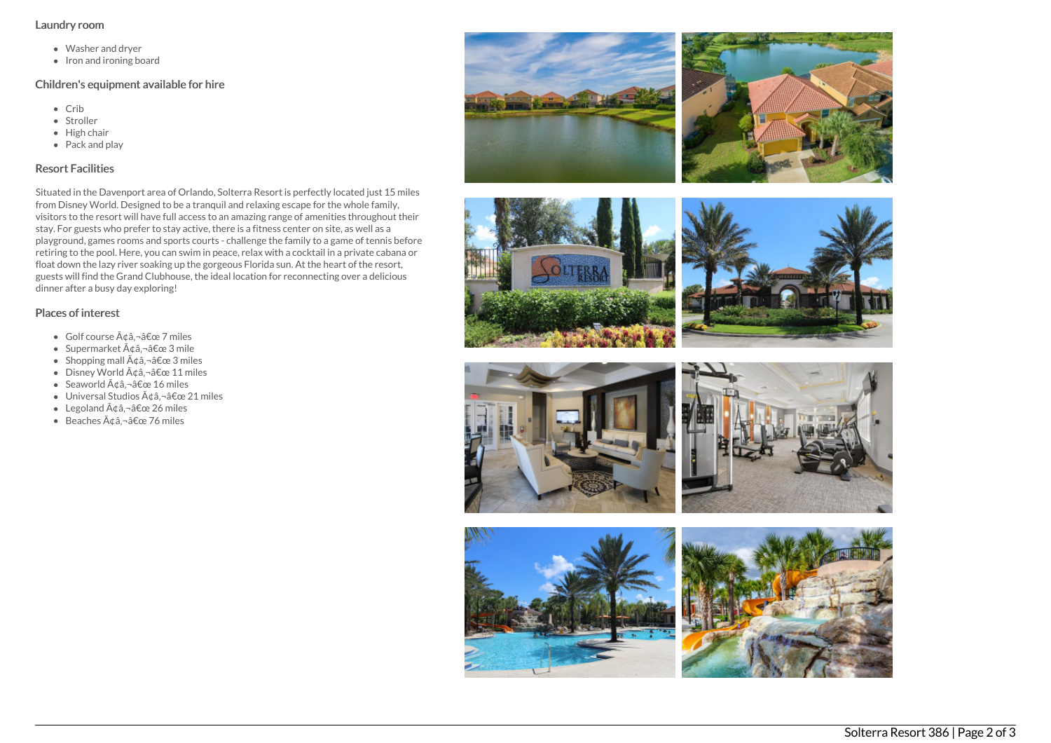### Laundry room

- Washer and dryer
- Iron and ironing board

### Children's equipment available for hire

- Crib
- Stroller
- High chair
- Pack and play

### Resort Facilities

Situated in the Davenport area of Orlando, Solterra Resort is perfectly located just 15 miles from Disney World. Designed to be a tranquil and relaxing escape for the whole family, visitors to the resort will have full access to an amazing range of amenities throughout their stay. For guests who prefer to stay active, there is a fitness center on site, as well as a playground, games rooms and sports courts - challenge the family to a game of tennis before retiring to the pool. Here, you can swim in peace, relax with a cocktail in a private cabana or float down the lazy river soaking up the gorgeous Florida sun. At the heart of the resort, guests will find the Grand Clubhouse, the ideal location for reconnecting over a delicious dinner after a busy day exploring!

### Places of interest

- Golf course Ã¢â‚¬â€œ 7 miles
- Supermarket Ã¢â‚¬â€œ 3 mile
- Shopping mall Ã¢â‚¬â€œ 3 miles
- Disney World Ã¢â‚¬â€œ 11 miles
- Seaworld Ã¢â‚¬â€œ 16 miles
- Universal Studios Ã¢â‚¬â€œ 21 miles
- Legoland Ã¢â‚¬â€œ 26 miles
- Beaches Ã¢â‚¬â€œ 76 miles